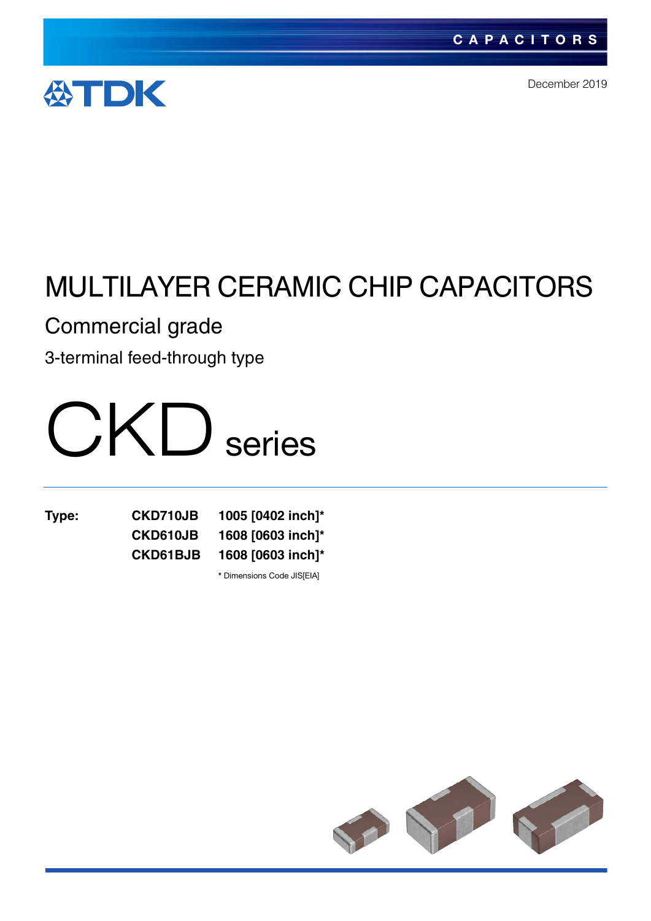CAPACITORS

TDK

December 2019

# MULTILAYER CERAMIC CHIP CAPACITORS

## Commercial grade

### 3-terminal feed-through type

# CKD series

| Type: | | |
|---|---|---|
| | **CKD710JB** | **1005 [0402 inch]*** |
| | **CKD610JB** | **1608 [0603 inch]*** |
| | **CKD61BJB** | **1608 [0603 inch]*** |

* Dimensions Code JIS[EIA]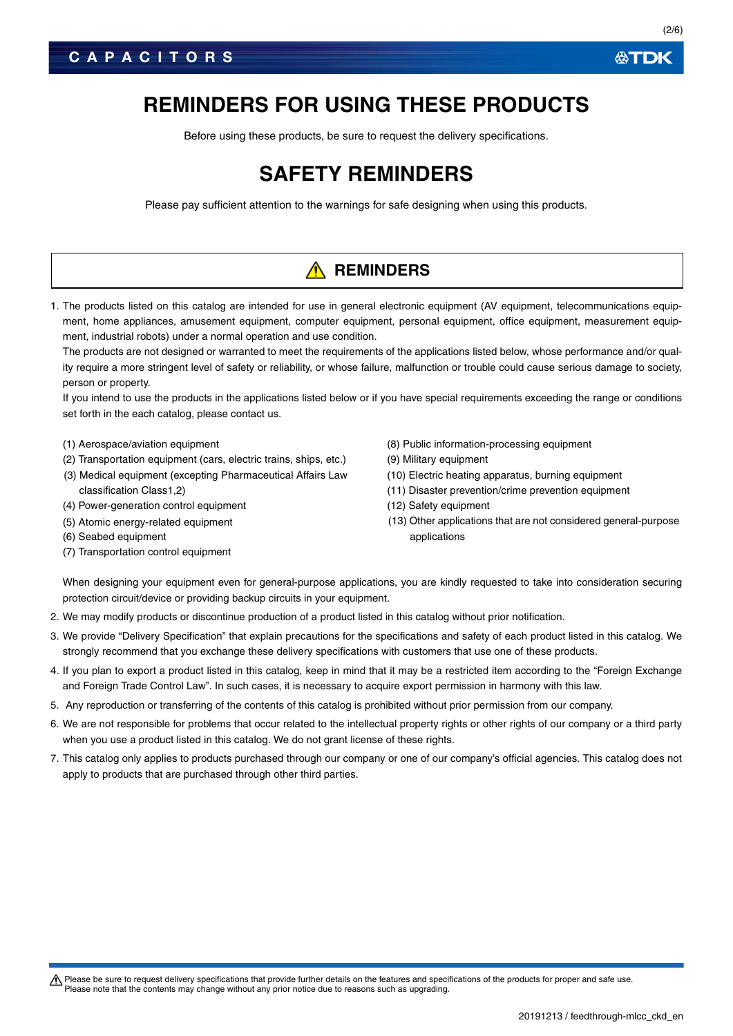# REMINDERS FOR USING THESE PRODUCTS

Before using these products, be sure to request the delivery specifications.

# SAFETY REMINDERS

Please pay sufficient attention to the warnings for safe designing when using this products.

## ⚠ REMINDERS

1. The products listed on this catalog are intended for use in general electronic equipment (AV equipment, telecommunications equipment, home appliances, amusement equipment, computer equipment, personal equipment, office equipment, measurement equipment, industrial robots) under a normal operation and use condition.
   The products are not designed or warranted to meet the requirements of the applications listed below, whose performance and/or quality require a more stringent level of safety or reliability, or whose failure, malfunction or trouble could cause serious damage to society, person or property.
   If you intend to use the products in the applications listed below or if you have special requirements exceeding the range or conditions set forth in the each catalog, please contact us.

   (1) Aerospace/aviation equipment
   (2) Transportation equipment (cars, electric trains, ships, etc.)
   (3) Medical equipment (excepting Pharmaceutical Affairs Law classification Class1,2)
   (4) Power-generation control equipment
   (5) Atomic energy-related equipment
   (6) Seabed equipment
   (7) Transportation control equipment
   (8) Public information-processing equipment
   (9) Military equipment
   (10) Electric heating apparatus, burning equipment
   (11) Disaster prevention/crime prevention equipment
   (12) Safety equipment
   (13) Other applications that are not considered general-purpose applications

   When designing your equipment even for general-purpose applications, you are kindly requested to take into consideration securing protection circuit/device or providing backup circuits in your equipment.

2. We may modify products or discontinue production of a product listed in this catalog without prior notification.
3. We provide "Delivery Specification" that explain precautions for the specifications and safety of each product listed in this catalog. We strongly recommend that you exchange these delivery specifications with customers that use one of these products.
4. If you plan to export a product listed in this catalog, keep in mind that it may be a restricted item according to the "Foreign Exchange and Foreign Trade Control Law". In such cases, it is necessary to acquire export permission in harmony with this law.
5. Any reproduction or transferring of the contents of this catalog is prohibited without prior permission from our company.
6. We are not responsible for problems that occur related to the intellectual property rights or other rights of our company or a third party when you use a product listed in this catalog. We do not grant license of these rights.
7. This catalog only applies to products purchased through our company or one of our company's official agencies. This catalog does not apply to products that are purchased through other third parties.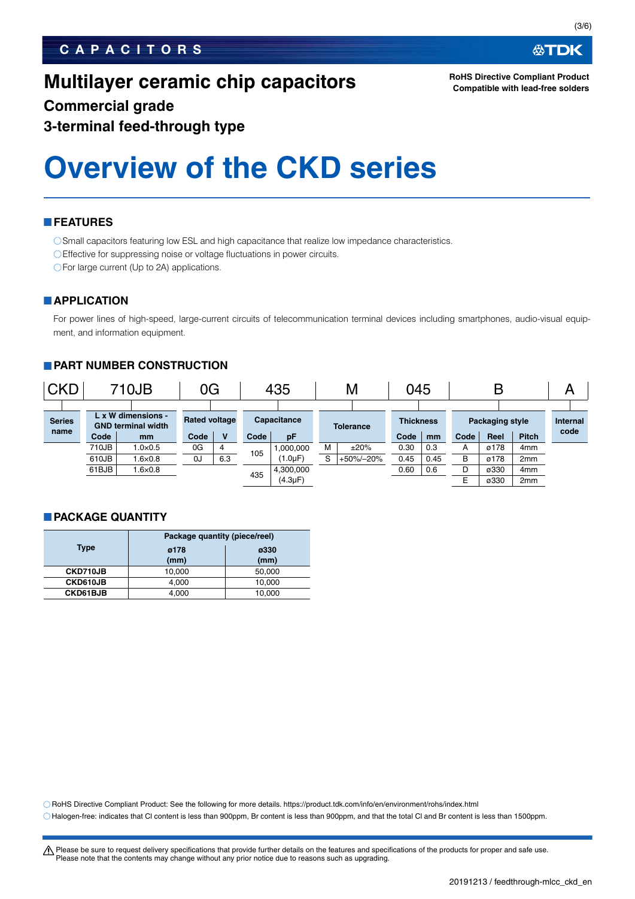# Multilayer ceramic chip capacitors

RoHS Directive Compliant Product
Compatible with lead-free solders

## Commercial grade

## 3-terminal feed-through type

# Overview of the CKD series

## FEATURES

- Small capacitors featuring low ESL and high capacitance that realize low impedance characteristics.
- Effective for suppressing noise or voltage fluctuations in power circuits.
- For large current (Up to 2A) applications.

## APPLICATION

For power lines of high-speed, large-current circuits of telecommunication terminal devices including smartphones, audio-visual equipment, and information equipment.

## PART NUMBER CONSTRUCTION

| CKD | 710JB | 0G | 435 | M | 045 | B | A |
|---|---|---|---|---|---|---|---|
| Series name | L x W dimensions - GND terminal width | Rated voltage | Capacitance | Tolerance | Thickness | Packaging style | Internal code |

**L x W dimensions - GND terminal width**

| Code | mm |
|---|---|
| 710JB | 1.0×0.5 |
| 610JB | 1.6×0.8 |
| 61BJB | 1.6×0.8 |

**Rated voltage**

| Code | V |
|---|---|
| 0G | 4 |
| 0J | 6.3 |

**Capacitance**

| Code | pF |
|---|---|
| 105 | 1,000,000 (1.0μF) |
| 435 | 4,300,000 (4.3μF) |

**Tolerance**

| Code | Tolerance |
|---|---|
| M | ±20% |
| S | +50%/–20% |

**Thickness**

| Code | mm |
|---|---|
| 0.30 | 0.3 |
| 0.45 | 0.45 |
| 0.60 | 0.6 |

**Packaging style**

| Code | Reel | Pitch |
|---|---|---|
| A | ø178 | 4mm |
| B | ø178 | 2mm |
| D | ø330 | 4mm |
| E | ø330 | 2mm |

## PACKAGE QUANTITY

| Type | Package quantity (piece/reel) | |
|---|---|---|
| | ø178 (mm) | ø330 (mm) |
| CKD710JB | 10,000 | 50,000 |
| CKD610JB | 4,000 | 10,000 |
| CKD61BJB | 4,000 | 10,000 |

- RoHS Directive Compliant Product: See the following for more details. https://product.tdk.com/info/en/environment/rohs/index.html
- Halogen-free: indicates that Cl content is less than 900ppm, Br content is less than 900ppm, and that the total Cl and Br content is less than 1500ppm.

⚠ Please be sure to request delivery specifications that provide further details on the features and specifications of the products for proper and safe use.
Please note that the contents may change without any prior notice due to reasons such as upgrading.

20191213 / feedthrough-mlcc_ckd_en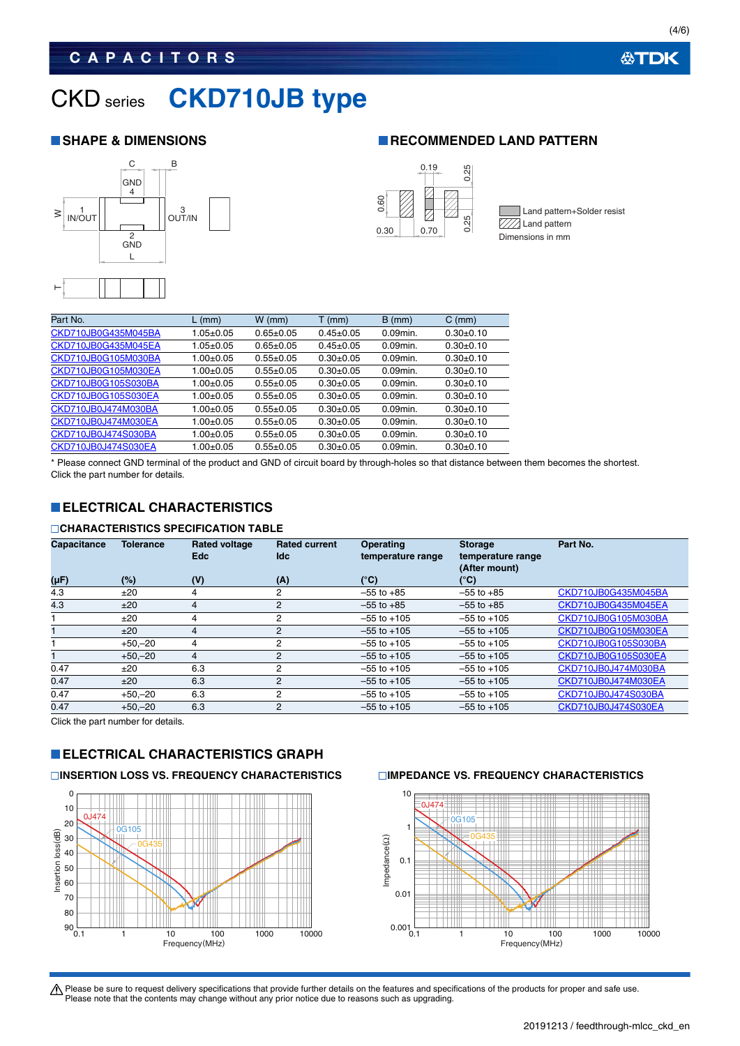# CKD series CKD710JB type

## SHAPE & DIMENSIONS

## RECOMMENDED LAND PATTERN

Land pattern+Solder resist
Land pattern
Dimensions in mm

| Part No. | L (mm) | W (mm) | T (mm) | B (mm) | C (mm) |
|---|---|---|---|---|---|
| CKD710JB0G435M045BA | 1.05±0.05 | 0.65±0.05 | 0.45±0.05 | 0.09min. | 0.30±0.10 |
| CKD710JB0G435M045EA | 1.05±0.05 | 0.65±0.05 | 0.45±0.05 | 0.09min. | 0.30±0.10 |
| CKD710JB0G105M030BA | 1.00±0.05 | 0.55±0.05 | 0.30±0.05 | 0.09min. | 0.30±0.10 |
| CKD710JB0G105M030EA | 1.00±0.05 | 0.55±0.05 | 0.30±0.05 | 0.09min. | 0.30±0.10 |
| CKD710JB0G105S030BA | 1.00±0.05 | 0.55±0.05 | 0.30±0.05 | 0.09min. | 0.30±0.10 |
| CKD710JB0G105S030EA | 1.00±0.05 | 0.55±0.05 | 0.30±0.05 | 0.09min. | 0.30±0.10 |
| CKD710JB0J474M030BA | 1.00±0.05 | 0.55±0.05 | 0.30±0.05 | 0.09min. | 0.30±0.10 |
| CKD710JB0J474M030EA | 1.00±0.05 | 0.55±0.05 | 0.30±0.05 | 0.09min. | 0.30±0.10 |
| CKD710JB0J474S030BA | 1.00±0.05 | 0.55±0.05 | 0.30±0.05 | 0.09min. | 0.30±0.10 |
| CKD710JB0J474S030EA | 1.00±0.05 | 0.55±0.05 | 0.30±0.05 | 0.09min. | 0.30±0.10 |

* Please connect GND terminal of the product and GND of circuit board by through-holes so that distance between them becomes the shortest.
Click the part number for details.

## ELECTRICAL CHARACTERISTICS

### CHARACTERISTICS SPECIFICATION TABLE

| Capacitance (μF) | Tolerance (%) | Rated voltage Edc (V) | Rated current Idc (A) | Operating temperature range (°C) | Storage temperature range (After mount) (°C) | Part No. |
|---|---|---|---|---|---|---|
| 4.3 | ±20 | 4 | 2 | –55 to +85 | –55 to +85 | CKD710JB0G435M045BA |
| 4.3 | ±20 | 4 | 2 | –55 to +85 | –55 to +85 | CKD710JB0G435M045EA |
| 1 | ±20 | 4 | 2 | –55 to +105 | –55 to +105 | CKD710JB0G105M030BA |
| 1 | ±20 | 4 | 2 | –55 to +105 | –55 to +105 | CKD710JB0G105M030EA |
| 1 | +50,–20 | 4 | 2 | –55 to +105 | –55 to +105 | CKD710JB0G105S030BA |
| 1 | +50,–20 | 4 | 2 | –55 to +105 | –55 to +105 | CKD710JB0G105S030EA |
| 0.47 | ±20 | 6.3 | 2 | –55 to +105 | –55 to +105 | CKD710JB0J474M030BA |
| 0.47 | ±20 | 6.3 | 2 | –55 to +105 | –55 to +105 | CKD710JB0J474M030EA |
| 0.47 | +50,–20 | 6.3 | 2 | –55 to +105 | –55 to +105 | CKD710JB0J474S030BA |
| 0.47 | +50,–20 | 6.3 | 2 | –55 to +105 | –55 to +105 | CKD710JB0J474S030EA |

Click the part number for details.

## ELECTRICAL CHARACTERISTICS GRAPH

### INSERTION LOSS VS. FREQUENCY CHARACTERISTICS

### IMPEDANCE VS. FREQUENCY CHARACTERISTICS

⚠ Please be sure to request delivery specifications that provide further details on the features and specifications of the products for proper and safe use.
Please note that the contents may change without any prior notice due to reasons such as upgrading.

20191213 / feedthrough-mlcc_ckd_en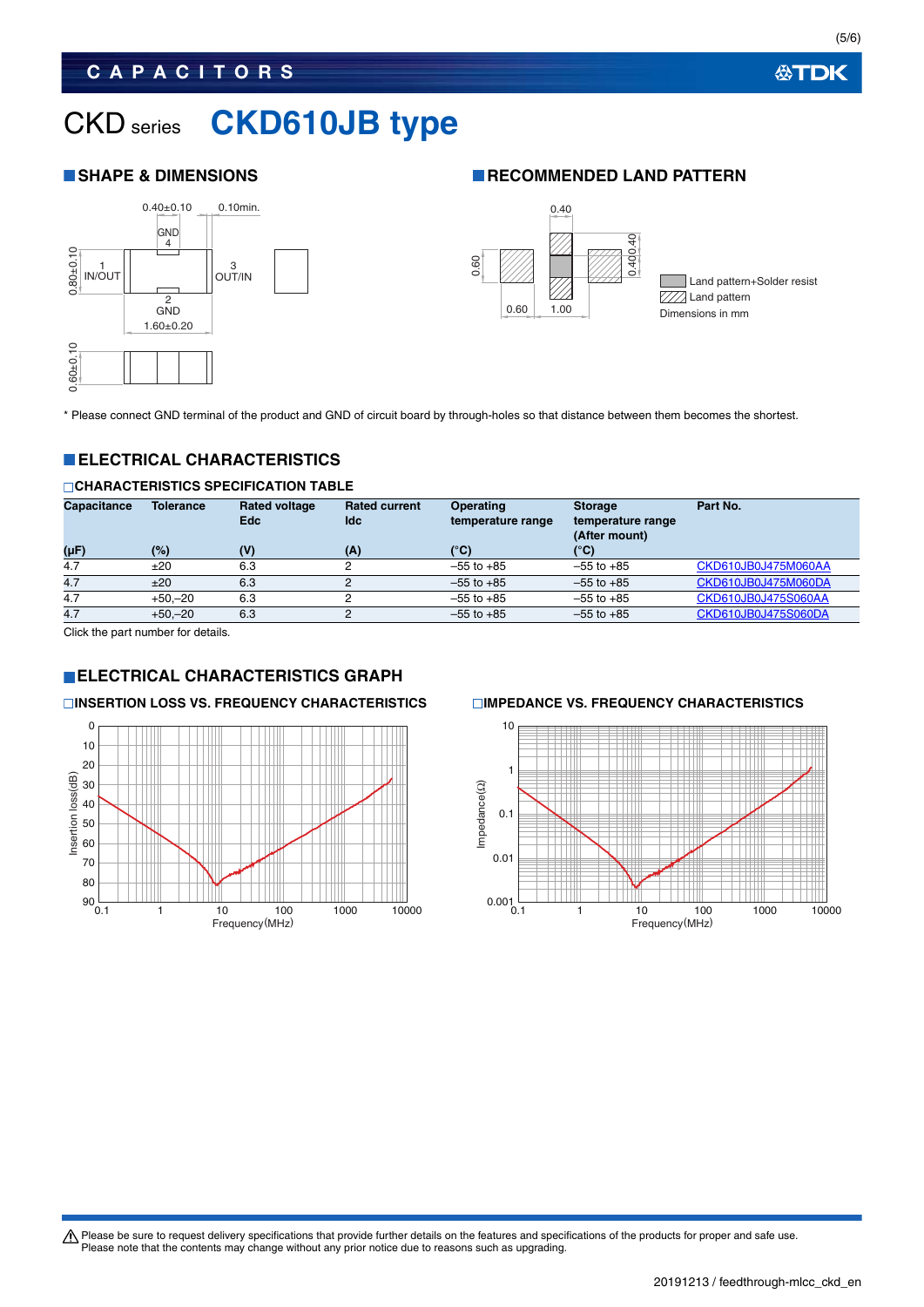# CKD series CKD610JB type

## SHAPE & DIMENSIONS

0.40±0.10 0.10min.

GND 4

1 IN/OUT

3 OUT/IN

2 GND

0.80±0.10

1.60±0.20

0.60±0.10

## RECOMMENDED LAND PATTERN

0.40

0.60

0.400.40

0.60 1.00

Land pattern+Solder resist

Land pattern

Dimensions in mm

* Please connect GND terminal of the product and GND of circuit board by through-holes so that distance between them becomes the shortest.

## ELECTRICAL CHARACTERISTICS

### CHARACTERISTICS SPECIFICATION TABLE

| Capacitance (μF) | Tolerance (%) | Rated voltage Edc (V) | Rated current Idc (A) | Operating temperature range (°C) | Storage temperature range (After mount) (°C) | Part No. |
|---|---|---|---|---|---|---|
| 4.7 | ±20 | 6.3 | 2 | –55 to +85 | –55 to +85 | CKD610JB0J475M060AA |
| 4.7 | ±20 | 6.3 | 2 | –55 to +85 | –55 to +85 | CKD610JB0J475M060DA |
| 4.7 | +50,–20 | 6.3 | 2 | –55 to +85 | –55 to +85 | CKD610JB0J475S060AA |
| 4.7 | +50,–20 | 6.3 | 2 | –55 to +85 | –55 to +85 | CKD610JB0J475S060DA |

Click the part number for details.

## ELECTRICAL CHARACTERISTICS GRAPH

### INSERTION LOSS VS. FREQUENCY CHARACTERISTICS

Insertion loss(dB): 0, 10, 20, 30, 40, 50, 60, 70, 80, 90

Frequency(MHz): 0.1, 1, 10, 100, 1000, 10000

### IMPEDANCE VS. FREQUENCY CHARACTERISTICS

Impedance(Ω): 10, 1, 0.1, 0.01, 0.001

Frequency(MHz): 0.1, 1, 10, 100, 1000, 10000

⚠ Please be sure to request delivery specifications that provide further details on the features and specifications of the products for proper and safe use.
Please note that the contents may change without any prior notice due to reasons such as upgrading.

20191213 / feedthrough-mlcc_ckd_en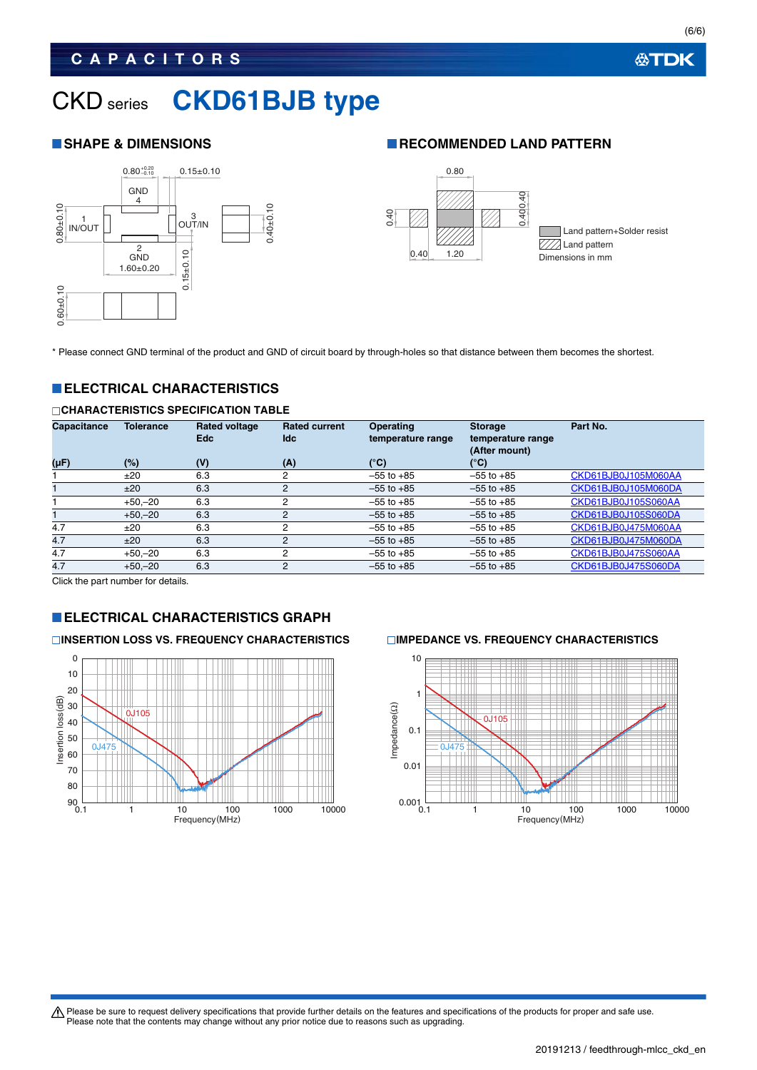# CKD series CKD61BJB type

## SHAPE & DIMENSIONS

0.80 +0.20/−0.10
0.15±0.10
GND
4
1
IN/OUT
3
OUT/IN
2
GND
0.80±0.10
1.60±0.20
0.15±0.10
0.40±0.10
0.60±0.10

## RECOMMENDED LAND PATTERN

0.80
0.40
0.40
0.40
0.40
1.20
Land pattern+Solder resist
Land pattern
Dimensions in mm

\* Please connect GND terminal of the product and GND of circuit board by through-holes so that distance between them becomes the shortest.

## ELECTRICAL CHARACTERISTICS

### CHARACTERISTICS SPECIFICATION TABLE

| Capacitance (μF) | Tolerance (%) | Rated voltage Edc (V) | Rated current Idc (A) | Operating temperature range (°C) | Storage temperature range (After mount) (°C) | Part No. |
|---|---|---|---|---|---|---|
| 1 | ±20 | 6.3 | 2 | –55 to +85 | –55 to +85 | CKD61BJB0J105M060AA |
| 1 | ±20 | 6.3 | 2 | –55 to +85 | –55 to +85 | CKD61BJB0J105M060DA |
| 1 | +50,–20 | 6.3 | 2 | –55 to +85 | –55 to +85 | CKD61BJB0J105S060AA |
| 1 | +50,–20 | 6.3 | 2 | –55 to +85 | –55 to +85 | CKD61BJB0J105S060DA |
| 4.7 | ±20 | 6.3 | 2 | –55 to +85 | –55 to +85 | CKD61BJB0J475M060AA |
| 4.7 | ±20 | 6.3 | 2 | –55 to +85 | –55 to +85 | CKD61BJB0J475M060DA |
| 4.7 | +50,–20 | 6.3 | 2 | –55 to +85 | –55 to +85 | CKD61BJB0J475S060AA |
| 4.7 | +50,–20 | 6.3 | 2 | –55 to +85 | –55 to +85 | CKD61BJB0J475S060DA |

Click the part number for details.

## ELECTRICAL CHARACTERISTICS GRAPH

### INSERTION LOSS VS. FREQUENCY CHARACTERISTICS

Insertion loss(dB)
0
10
20
30
40
50
60
70
80
90
0.1
1
10
100
1000
10000
Frequency(MHz)
0J105
0J475

### IMPEDANCE VS. FREQUENCY CHARACTERISTICS

Impedance(Ω)
10
1
0.1
0.01
0.001
0.1
1
10
100
1000
10000
Frequency(MHz)
0J105
0J475

⚠ Please be sure to request delivery specifications that provide further details on the features and specifications of the products for proper and safe use.
Please note that the contents may change without any prior notice due to reasons such as upgrading.

20191213 / feedthrough-mlcc_ckd_en